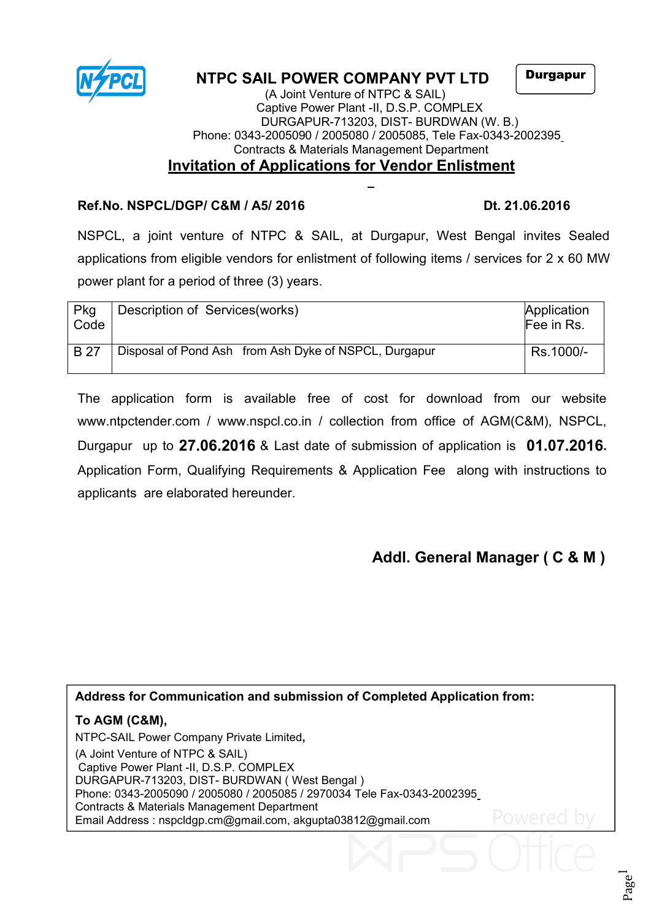**Durgapur**

# NTPC SAIL POWER COMPANY PVT LTD

(A Joint Venture of NTPC & SAIL)
Captive Power Plant -II, D.S.P. COMPLEX
DURGAPUR-713203, DIST- BURDWAN (W. B.)
Phone: 0343-2005090 / 2005080 / 2005085, Tele Fax-0343-2002395
Contracts & Materials Management Department

## Invitation of Applications for Vendor Enlistment

**Ref.No. NSPCL/DGP/ C&M / A5/ 2016** **Dt. 21.06.2016**

NSPCL, a joint venture of NTPC & SAIL, at Durgapur, West Bengal invites Sealed applications from eligible vendors for enlistment of following items / services for 2 x 60 MW power plant for a period of three (3) years.

| Pkg Code | Description of Services(works) | Application Fee in Rs. |
|---|---|---|
| B 27 | Disposal of Pond Ash from Ash Dyke of NSPCL, Durgapur | Rs.1000/- |

The application form is available free of cost for download from our website www.ntpctender.com / www.nspcl.co.in / collection from office of AGM(C&M), NSPCL, Durgapur up to **27.06.2016** & Last date of submission of application is **01.07.2016.** Application Form, Qualifying Requirements & Application Fee along with instructions to applicants are elaborated hereunder.

**Addl. General Manager ( C & M )**

**Address for Communication and submission of Completed Application from:**

**To AGM (C&M),**
NTPC-SAIL Power Company Private Limited,
(A Joint Venture of NTPC & SAIL)
Captive Power Plant -II, D.S.P. COMPLEX
DURGAPUR-713203, DIST- BURDWAN ( West Bengal )
Phone: 0343-2005090 / 2005080 / 2005085 / 2970034 Tele Fax-0343-2002395
Contracts & Materials Management Department
Email Address : nspcldgp.cm@gmail.com, akgupta03812@gmail.com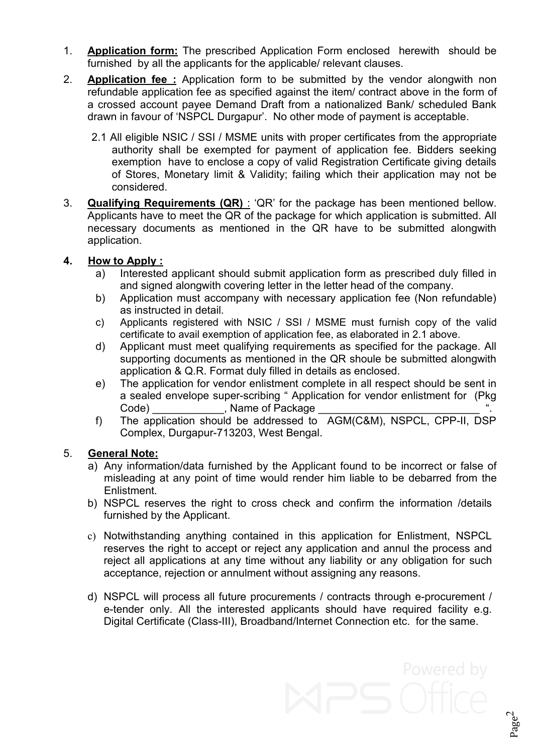1. **Application form:** The prescribed Application Form enclosed herewith should be furnished by all the applicants for the applicable/ relevant clauses.

2. **Application fee :** Application form to be submitted by the vendor alongwith non refundable application fee as specified against the item/ contract above in the form of a crossed account payee Demand Draft from a nationalized Bank/ scheduled Bank drawn in favour of 'NSPCL Durgapur'. No other mode of payment is acceptable.

   2.1 All eligible NSIC / SSI / MSME units with proper certificates from the appropriate authority shall be exempted for payment of application fee. Bidders seeking exemption have to enclose a copy of valid Registration Certificate giving details of Stores, Monetary limit & Validity; failing which their application may not be considered.

3. **Qualifying Requirements (QR)** : 'QR' for the package has been mentioned bellow. Applicants have to meet the QR of the package for which application is submitted. All necessary documents as mentioned in the QR have to be submitted alongwith application.

4. **How to Apply :**
   a) Interested applicant should submit application form as prescribed duly filled in and signed alongwith covering letter in the letter head of the company.
   b) Application must accompany with necessary application fee (Non refundable) as instructed in detail.
   c) Applicants registered with NSIC / SSI / MSME must furnish copy of the valid certificate to avail exemption of application fee, as elaborated in 2.1 above.
   d) Applicant must meet qualifying requirements as specified for the package. All supporting documents as mentioned in the QR shoule be submitted alongwith application & Q.R. Format duly filled in details as enclosed.
   e) The application for vendor enlistment complete in all respect should be sent in a sealed envelope super-scribing " Application for vendor enlistment for (Pkg Code) ____________, Name of Package ___________________________ ".
   f) The application should be addressed to AGM(C&M), NSPCL, CPP-II, DSP Complex, Durgapur-713203, West Bengal.

5. **General Note:**
   a) Any information/data furnished by the Applicant found to be incorrect or false of misleading at any point of time would render him liable to be debarred from the Enlistment.
   b) NSPCL reserves the right to cross check and confirm the information /details furnished by the Applicant.
   c) Notwithstanding anything contained in this application for Enlistment, NSPCL reserves the right to accept or reject any application and annul the process and reject all applications at any time without any liability or any obligation for such acceptance, rejection or annulment without assigning any reasons.
   d) NSPCL will process all future procurements / contracts through e-procurement / e-tender only. All the interested applicants should have required facility e.g. Digital Certificate (Class-III), Broadband/Internet Connection etc. for the same.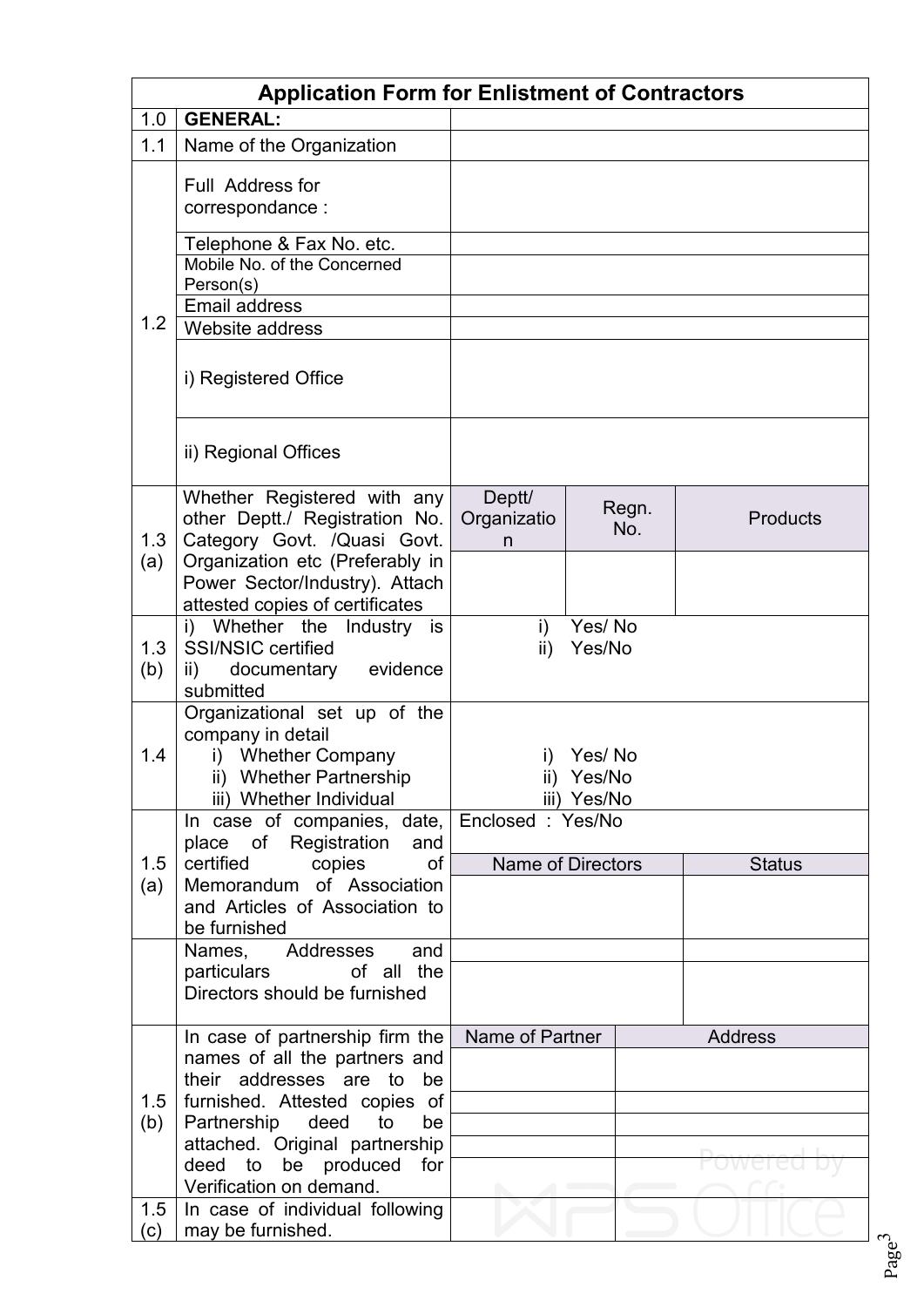| Application Form for Enlistment of Contractors | | | | |
|---|---|---|---|---|
| 1.0 | **GENERAL:** | | | |
| 1.1 | Name of the Organization | | | |
| 1.2 | Full Address for correspondance : | | | |
| | Telephone & Fax No. etc. | | | |
| | Mobile No. of the Concerned Person(s) | | | |
| | Email address | | | |
| | Website address | | | |
| | i) Registered Office | | | |
| | ii) Regional Offices | | | |
| 1.3 (a) | Whether Registered with any other Deptt./ Registration No. Category Govt. /Quasi Govt. Organization etc (Preferably in Power Sector/Industry). Attach attested copies of certificates | Deptt/ Organization | Regn. No. | Products |
| | | | | |
| 1.3 (b) | i) Whether the Industry is SSI/NSIC certified<br>ii) documentary evidence submitted | i) Yes/ No<br>ii) Yes/No | | |
| 1.4 | Organizational set up of the company in detail<br>i) Whether Company<br>ii) Whether Partnership<br>iii) Whether Individual | i) Yes/ No<br>ii) Yes/No<br>iii) Yes/No | | |
| 1.5 (a) | In case of companies, date, place of Registration and certified copies of Memorandum of Association and Articles of Association to be furnished | Enclosed : Yes/No | | |
| | | Name of Directors | | Status |
| | | | | |
| | Names, Addresses and particulars of all the Directors should be furnished | | | |
| | | | | |
| 1.5 (b) | In case of partnership firm the names of all the partners and their addresses are to be furnished. Attested copies of Partnership deed to be attached. Original partnership deed to be produced for Verification on demand. | Name of Partner | Address | |
| | | | | |
| | | | | |
| | | | | |
| | | | | |
| | | | | |
| 1.5 (c) | In case of individual following may be furnished. | | | |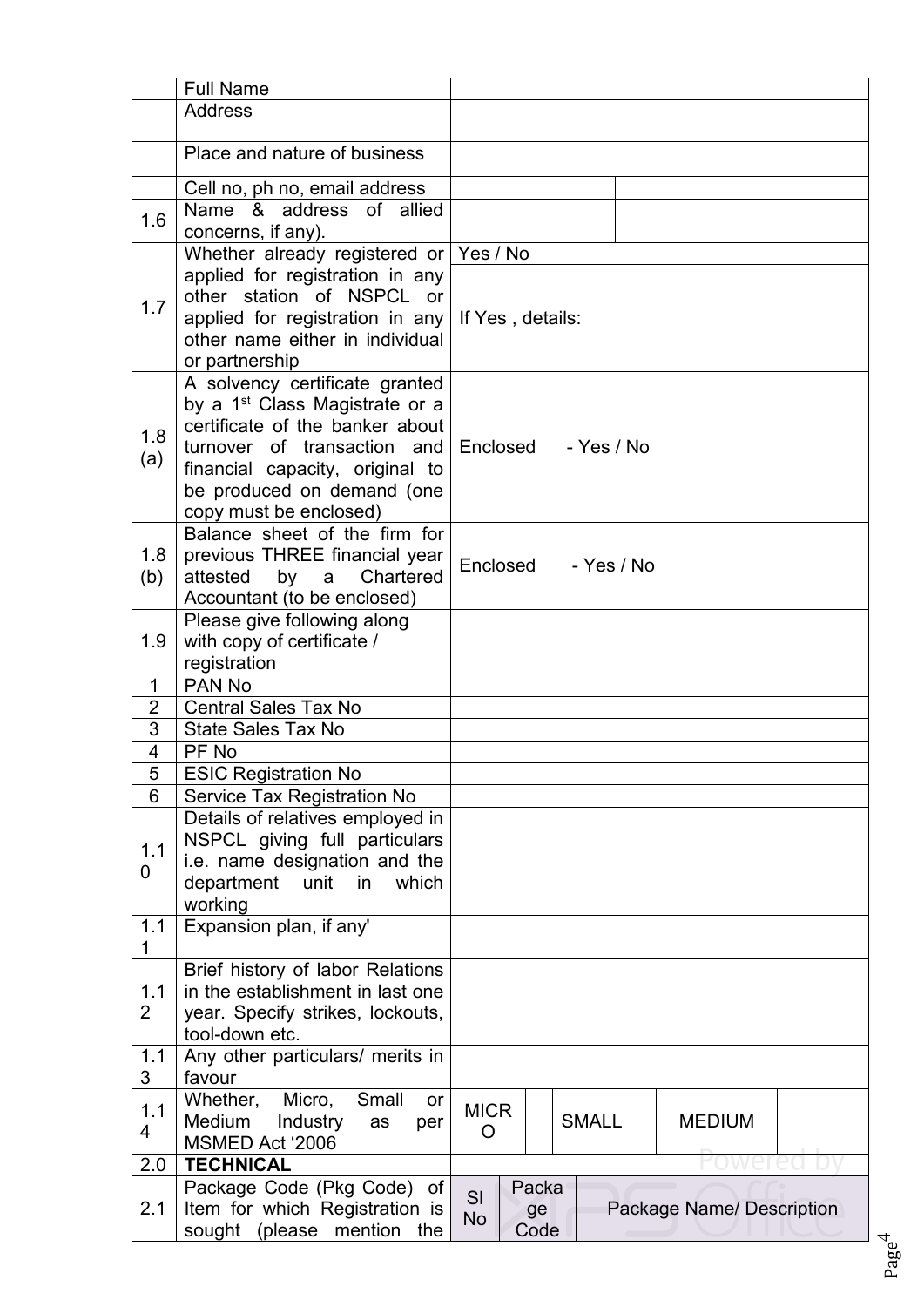| | | | | | | | | |
|---|---|---|---|---|---|---|---|---|
| | Full Name | | | | | | | |
| | Address | | | | | | | |
| | Place and nature of business | | | | | | | |
| | Cell no, ph no, email address | | | | | | | |
| 1.6 | Name & address of allied concerns, if any). | | | | | | | |
| 1.7 | Whether already registered or applied for registration in any other station of NSPCL or applied for registration in any other name either in individual or partnership | Yes / No<br>If Yes , details: | | | | | | |
| 1.8 (a) | A solvency certificate granted by a 1st Class Magistrate or a certificate of the banker about turnover of transaction and financial capacity, original to be produced on demand (one copy must be enclosed) | Enclosed - Yes / No | | | | | | |
| 1.8 (b) | Balance sheet of the firm for previous THREE financial year attested by a Chartered Accountant (to be enclosed) | Enclosed - Yes / No | | | | | | |
| 1.9 | Please give following along with copy of certificate / registration | | | | | | | |
| 1 | PAN No | | | | | | | |
| 2 | Central Sales Tax No | | | | | | | |
| 3 | State Sales Tax No | | | | | | | |
| 4 | PF No | | | | | | | |
| 5 | ESIC Registration No | | | | | | | |
| 6 | Service Tax Registration No | | | | | | | |
| 1.10 | Details of relatives employed in NSPCL giving full particulars i.e. name designation and the department unit in which working | | | | | | | |
| 1.11 | Expansion plan, if any' | | | | | | | |
| 1.12 | Brief history of labor Relations in the establishment in last one year. Specify strikes, lockouts, tool-down etc. | | | | | | | |
| 1.13 | Any other particulars/ merits in favour | | | | | | | |
| 1.14 | Whether, Micro, Small or Medium Industry as per MSMED Act '2006 | MICRO | | SMALL | | MEDIUM | | |
| 2.0 | **TECHNICAL** | | | | | | | |
| 2.1 | Package Code (Pkg Code) of Item for which Registration is sought (please mention the | Sl No | Package Code | Package Name/ Description | | | | |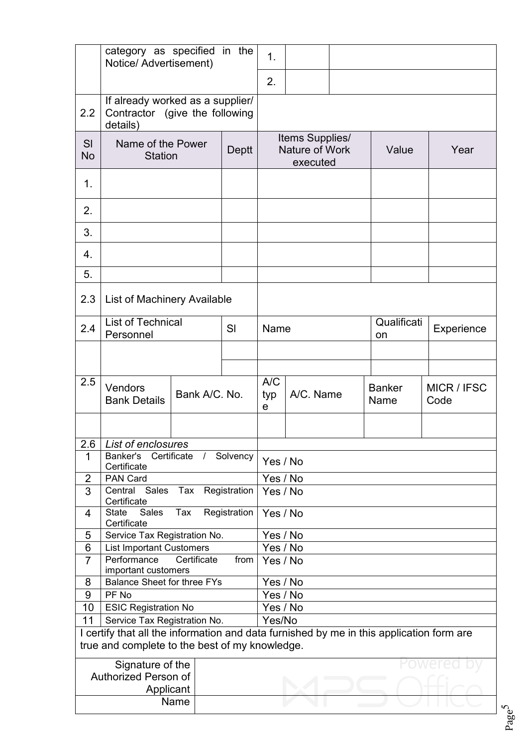| | category as specified in the Notice/ Advertisement) | | 1. | | |
|---|---|---|---|---|---|
| | | | 2. | | |
| 2.2 | If already worked as a supplier/ Contractor (give the following details) | | | | |

| Sl No | Name of the Power Station | Deptt | Items Supplies/ Nature of Work executed | Value | Year |
|---|---|---|---|---|---|
| 1. | | | | | |
| 2. | | | | | |
| 3. | | | | | |
| 4. | | | | | |
| 5. | | | | | |
| 2.3 | List of Machinery Available | | | | |
| 2.4 | List of Technical Personnel | Sl | Name | Qualification | Experience |
| | | | | | |
| | | | | | |

| 2.5 | Vendors Bank Details | Bank A/C. No. | A/C type | A/C. Name | Banker Name | MICR / IFSC Code |
|---|---|---|---|---|---|---|
| | | | | | | |

| 2.6 | *List of enclosures* | |
|---|---|---|
| 1 | Banker's Certificate / Solvency Certificate | Yes / No |
| 2 | PAN Card | Yes / No |
| 3 | Central Sales Tax Registration Certificate | Yes / No |
| 4 | State Sales Tax Registration Certificate | Yes / No |
| 5 | Service Tax Registration No. | Yes / No |
| 6 | List Important Customers | Yes / No |
| 7 | Performance Certificate from important customers | Yes / No |
| 8 | Balance Sheet for three FYs | Yes / No |
| 9 | PF No | Yes / No |
| 10 | ESIC Registration No | Yes / No |
| 11 | Service Tax Registration No. | Yes/No |

I certify that all the information and data furnished by me in this application form are true and complete to the best of my knowledge.

| Signature of the Authorized Person of Applicant | |
|---|---|
| Name | |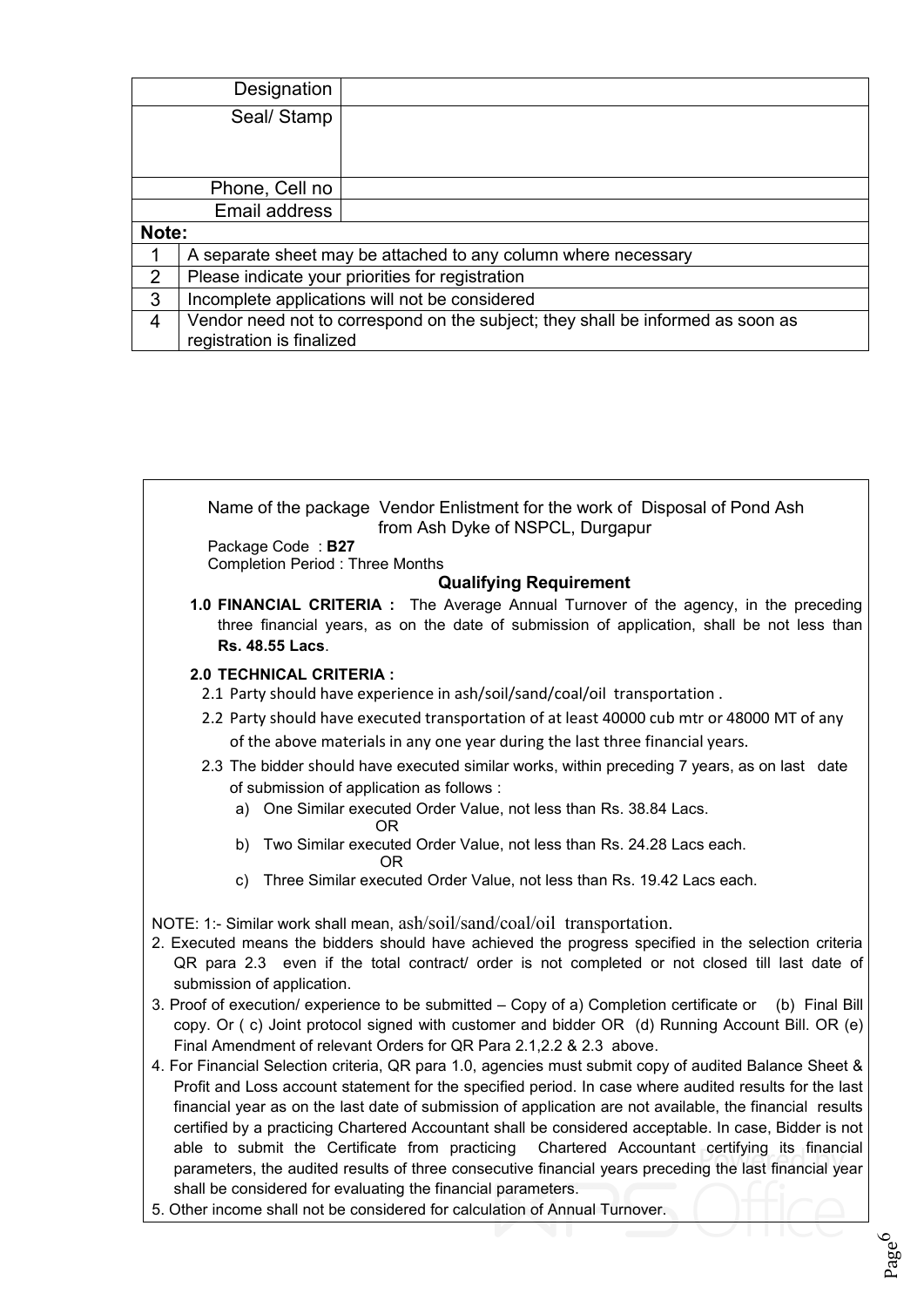| Designation | |
|---|---|
| Seal/ Stamp | |
| Phone, Cell no | |
| Email address | |

**Note:**

| | |
|---|---|
| 1 | A separate sheet may be attached to any column where necessary |
| 2 | Please indicate your priorities for registration |
| 3 | Incomplete applications will not be considered |
| 4 | Vendor need not to correspond on the subject; they shall be informed as soon as registration is finalized |

Name of the package Vendor Enlistment for the work of Disposal of Pond Ash from Ash Dyke of NSPCL, Durgapur

Package Code : **B27**

Completion Period : Three Months

### Qualifying Requirement

**1.0 FINANCIAL CRITERIA :** The Average Annual Turnover of the agency, in the preceding three financial years, as on the date of submission of application, shall be not less than **Rs. 48.55 Lacs**.

**2.0 TECHNICAL CRITERIA :**

2.1 Party should have experience in ash/soil/sand/coal/oil transportation .

2.2 Party should have executed transportation of at least 40000 cub mtr or 48000 MT of any of the above materials in any one year during the last three financial years.

2.3 The bidder should have executed similar works, within preceding 7 years, as on last date of submission of application as follows :

a) One Similar executed Order Value, not less than Rs. 38.84 Lacs.

OR

b) Two Similar executed Order Value, not less than Rs. 24.28 Lacs each.

OR

c) Three Similar executed Order Value, not less than Rs. 19.42 Lacs each.

NOTE: 1:- Similar work shall mean, ash/soil/sand/coal/oil transportation.

2. Executed means the bidders should have achieved the progress specified in the selection criteria QR para 2.3 even if the total contract/ order is not completed or not closed till last date of submission of application.

3. Proof of execution/ experience to be submitted – Copy of a) Completion certificate or (b) Final Bill copy. Or ( c) Joint protocol signed with customer and bidder OR (d) Running Account Bill. OR (e) Final Amendment of relevant Orders for QR Para 2.1,2.2 & 2.3 above.

4. For Financial Selection criteria, QR para 1.0, agencies must submit copy of audited Balance Sheet & Profit and Loss account statement for the specified period. In case where audited results for the last financial year as on the last date of submission of application are not available, the financial results certified by a practicing Chartered Accountant shall be considered acceptable. In case, Bidder is not able to submit the Certificate from practicing Chartered Accountant certifying its financial parameters, the audited results of three consecutive financial years preceding the last financial year shall be considered for evaluating the financial parameters.

5. Other income shall not be considered for calculation of Annual Turnover.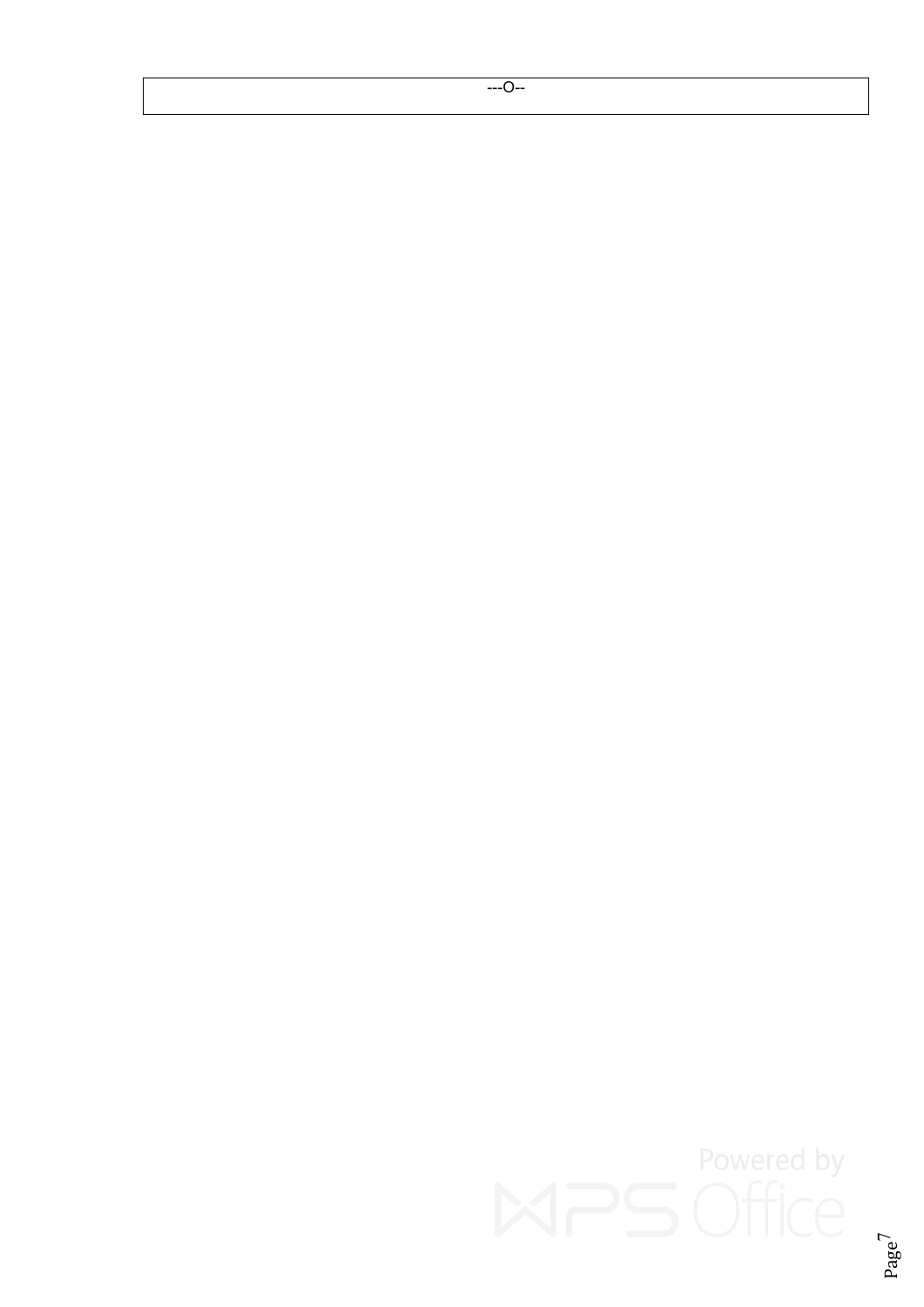---O--